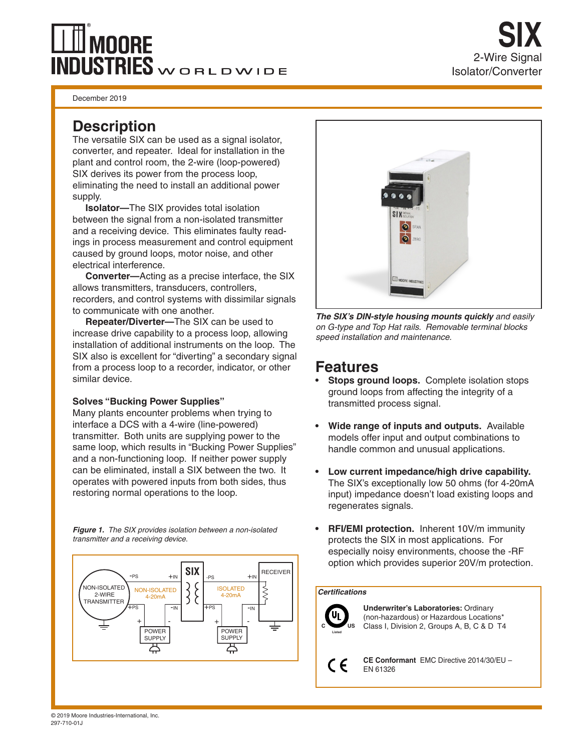# SIX

2-Wire Signal Isolator/Converter

December 2019

## Description

The versatile SIX can be used as a signal isolator, converter, and repeater. Ideal for installation in the plant and control room, the 2-wire (loop-powered) SIX derives its power from the process loop, eliminating the need to install an additional power supply.

**Isolator—**The SIX provides total isolation between the signal from a non-isolated transmitter and a receiving device. This eliminates faulty readings in process measurement and control equipment caused by ground loops, motor noise, and other electrical interference.

**Converter—**Acting as a precise interface, the SIX allows transmitters, transducers, controllers, recorders, and control systems with dissimilar signals to communicate with one another.

**Repeater/Diverter—**The SIX can be used to increase drive capability to a process loop, allowing installation of additional instruments on the loop. The SIX also is excellent for "diverting" a secondary signal from a process loop to a recorder, indicator, or other similar device.

### Solves "Bucking Power Supplies"

Many plants encounter problems when trying to interface a DCS with a 4-wire (line-powered) transmitter. Both units are supplying power to the same loop, which results in "Bucking Power Supplies" and a non-functioning loop. If neither power supply can be eliminated, install a SIX between the two. It operates with powered inputs from both sides, thus restoring normal operations to the loop.

*Figure 1. The SIX provides isolation between a non-isolated transmitter and a receiving device.*

*The SIX's DIN-style housing mounts quickly and easily on G-type and Top Hat rails. Removable terminal blocks speed installation and maintenance.*

## Features

- **Stops ground loops.** Complete isolation stops ground loops from affecting the integrity of a transmitted process signal.
- **Wide range of inputs and outputs.** Available models offer input and output combinations to handle common and unusual applications.
- **Low current impedance/high drive capability.** The SIX's exceptionally low 50 ohms (for 4-20mA input) impedance doesn't load existing loops and regenerates signals.
- **RFI/EMI protection.** Inherent 10V/m immunity protects the SIX in most applications. For especially noisy environments, choose the -RF option which provides superior 20V/m protection.

### Certifications

**Underwriter's Laboratories:** Ordinary (non-hazardous) or Hazardous Locations* Class I, Division 2, Groups A, B, C & D T4

**CE Conformant** EMC Directive 2014/30/EU – EN 61326

© 2019 Moore Industries-International, Inc.
297-710-01J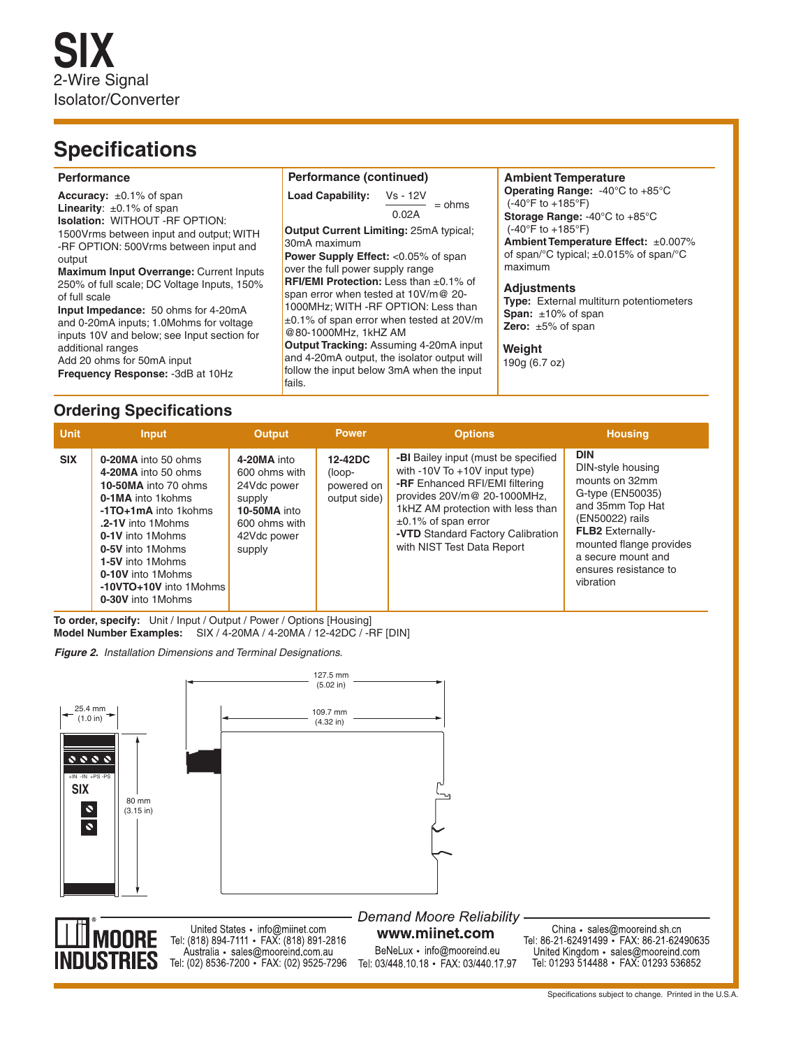# SIX

2-Wire Signal Isolator/Converter

## Specifications

### Performance

**Accuracy:** ±0.1% of span
**Linearity:** ±0.1% of span
**Isolation:** WITHOUT -RF OPTION: 1500Vrms between input and output; WITH -RF OPTION: 500Vrms between input and output
**Maximum Input Overrange:** Current Inputs 250% of full scale; DC Voltage Inputs, 150% of full scale
**Input Impedance:** 50 ohms for 4-20mA and 0-20mA inputs; 1.0Mohms for voltage inputs 10V and below; see Input section for additional ranges
Add 20 ohms for 50mA input
**Frequency Response:** -3dB at 10Hz

### Performance (continued)

**Load Capability:** $\frac{Vs - 12V}{0.02A}$ = ohms
**Output Current Limiting:** 25mA typical; 30mA maximum
**Power Supply Effect:** <0.05% of span over the full power supply range
**RFI/EMI Protection:** Less than ±0.1% of span error when tested at 10V/m@ 20-1000MHz; WITH -RF OPTION: Less than ±0.1% of span error when tested at 20V/m @80-1000MHz, 1kHZ AM
**Output Tracking:** Assuming 4-20mA input and 4-20mA output, the isolator output will follow the input below 3mA when the input fails.

### Ambient Temperature

**Operating Range:** -40°C to +85°C (-40°F to +185°F)
**Storage Range:** -40°C to +85°C (-40°F to +185°F)
**Ambient Temperature Effect:** ±0.007% of span/°C typical; ±0.015% of span/°C maximum

### Adjustments

**Type:** External multiturn potentiometers
**Span:** ±10% of span
**Zero:** ±5% of span

### Weight

190g (6.7 oz)

## Ordering Specifications

| Unit | Input | Output | Power | Options | Housing |
|---|---|---|---|---|---|
| **SIX** | **0-20MA** into 50 ohms<br>**4-20MA** into 50 ohms<br>**10-50MA** into 70 ohms<br>**0-1MA** into 1kohms<br>**-1TO+1mA** into 1kohms<br>**.2-1V** into 1Mohms<br>**0-1V** into 1Mohms<br>**0-5V** into 1Mohms<br>**1-5V** into 1Mohms<br>**0-10V** into 1Mohms<br>**-10VTO+10V** into 1Mohms<br>**0-30V** into 1Mohms | **4-20MA** into 600 ohms with 24Vdc power supply<br>**10-50MA** into 600 ohms with 42Vdc power supply | **12-42DC** (loop-powered on output side) | **-BI** Bailey input (must be specified with -10V To +10V input type)<br>**-RF** Enhanced RFI/EMI filtering provides 20V/m@ 20-1000MHz, 1kHZ AM protection with less than ±0.1% of span error<br>**-VTD** Standard Factory Calibration with NIST Test Data Report | **DIN** DIN-style housing mounts on 32mm G-type (EN50035) and 35mm Top Hat (EN50022) rails<br>**FLB2** Externally-mounted flange provides a secure mount and ensures resistance to vibration |

**To order, specify:** Unit / Input / Output / Power / Options [Housing]
**Model Number Examples:** SIX / 4-20MA / 4-20MA / 12-42DC / -RF [DIN]

***Figure 2.*** *Installation Dimensions and Terminal Designations.*

25.4 mm (1.0 in)
+IN -IN +PS -PS
SIX
80 mm (3.15 in)
127.5 mm (5.02 in)
109.7 mm (4.32 in)

MOORE INDUSTRIES

*Demand Moore Reliability*

**www.miinet.com**

United States • info@miinet.com
Tel: (818) 894-7111 • FAX: (818) 891-2816
Australia • sales@mooreind.com.au
Tel: (02) 8536-7200 • FAX: (02) 9525-7296

BeNeLux • info@mooreind.eu
Tel: 03/448.10.18 • FAX: 03/440.17.97

China • sales@mooreind.sh.cn
Tel: 86-21-62491499 • FAX: 86-21-62490635
United Kingdom • sales@mooreind.com
Tel: 01293 514488 • FAX: 01293 536852

Specifications subject to change. Printed in the U.S.A.